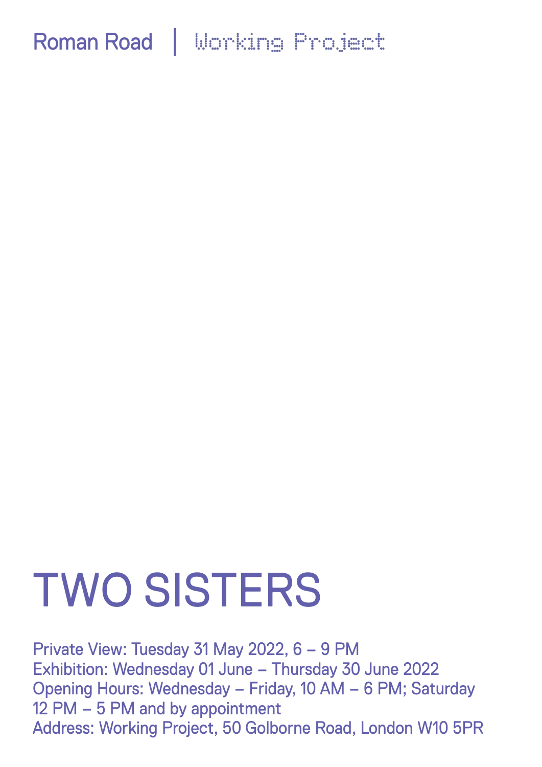Roman Road | Working Project

# TWO SISTERS

Private View: Tuesday 31 May 2022, 6 – 9 PM
Exhibition: Wednesday 01 June – Thursday 30 June 2022
Opening Hours: Wednesday – Friday, 10 AM – 6 PM; Saturday 12 PM – 5 PM and by appointment
Address: Working Project, 50 Golborne Road, London W10 5PR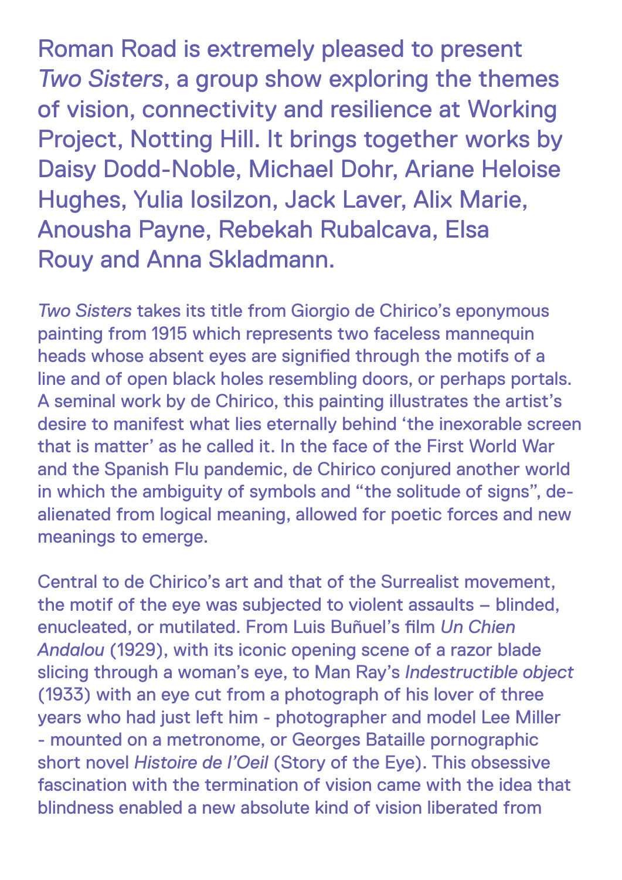Roman Road is extremely pleased to present *Two Sisters*, a group show exploring the themes of vision, connectivity and resilience at Working Project, Notting Hill. It brings together works by Daisy Dodd-Noble, Michael Dohr, Ariane Heloise Hughes, Yulia Iosilzon, Jack Laver, Alix Marie, Anousha Payne, Rebekah Rubalcava, Elsa Rouy and Anna Skladmann.

*Two Sisters* takes its title from Giorgio de Chirico's eponymous painting from 1915 which represents two faceless mannequin heads whose absent eyes are signified through the motifs of a line and of open black holes resembling doors, or perhaps portals. A seminal work by de Chirico, this painting illustrates the artist's desire to manifest what lies eternally behind 'the inexorable screen that is matter' as he called it. In the face of the First World War and the Spanish Flu pandemic, de Chirico conjured another world in which the ambiguity of symbols and "the solitude of signs", de-alienated from logical meaning, allowed for poetic forces and new meanings to emerge.

Central to de Chirico's art and that of the Surrealist movement, the motif of the eye was subjected to violent assaults – blinded, enucleated, or mutilated. From Luis Buñuel's film *Un Chien Andalou* (1929), with its iconic opening scene of a razor blade slicing through a woman's eye, to Man Ray's *Indestructible object* (1933) with an eye cut from a photograph of his lover of three years who had just left him - photographer and model Lee Miller - mounted on a metronome, or Georges Bataille pornographic short novel *Histoire de l'Oeil* (Story of the Eye). This obsessive fascination with the termination of vision came with the idea that blindness enabled a new absolute kind of vision liberated from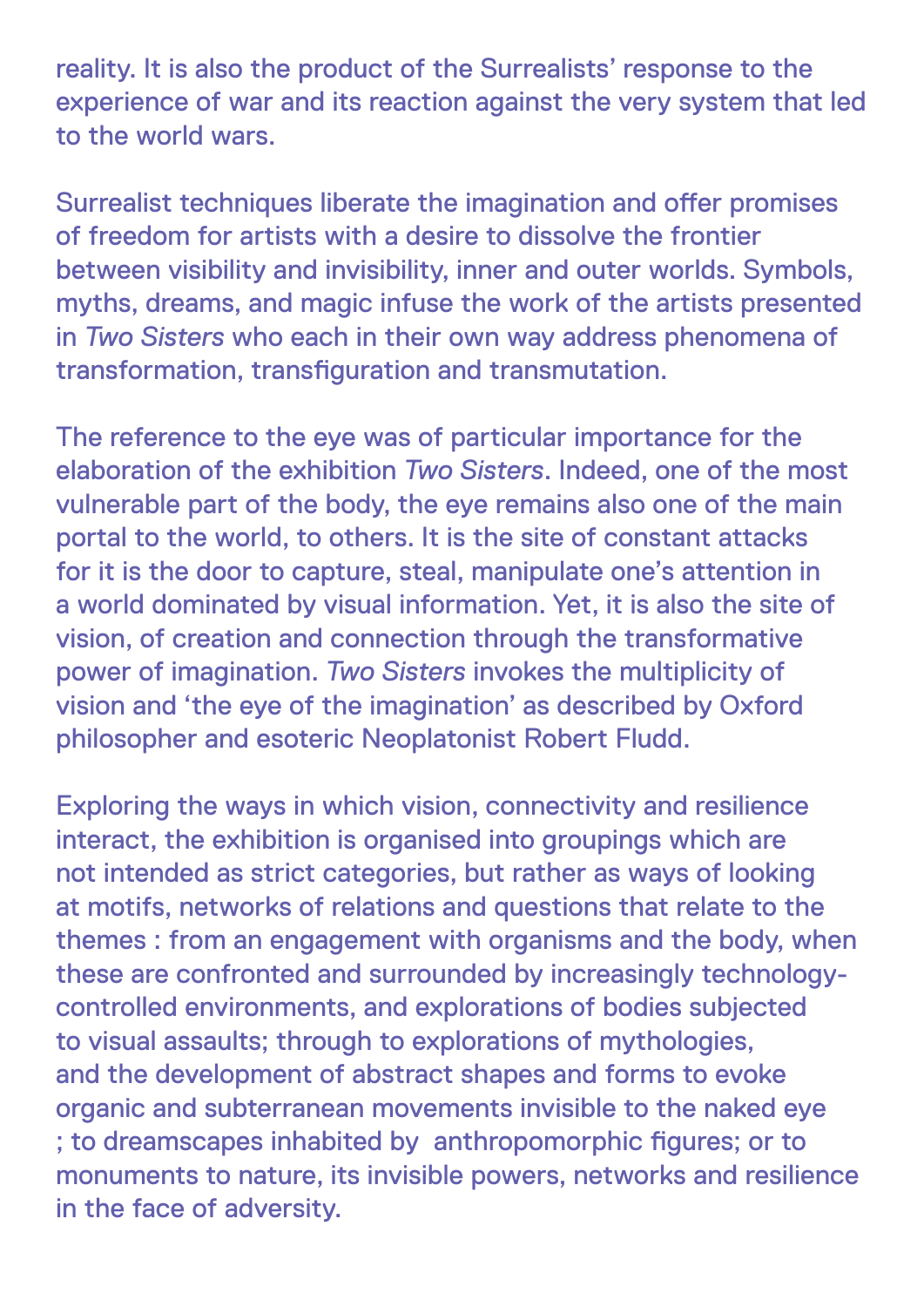reality. It is also the product of the Surrealists' response to the experience of war and its reaction against the very system that led to the world wars.

Surrealist techniques liberate the imagination and offer promises of freedom for artists with a desire to dissolve the frontier between visibility and invisibility, inner and outer worlds. Symbols, myths, dreams, and magic infuse the work of the artists presented in *Two Sisters* who each in their own way address phenomena of transformation, transfiguration and transmutation.

The reference to the eye was of particular importance for the elaboration of the exhibition *Two Sisters*. Indeed, one of the most vulnerable part of the body, the eye remains also one of the main portal to the world, to others. It is the site of constant attacks for it is the door to capture, steal, manipulate one's attention in a world dominated by visual information. Yet, it is also the site of vision, of creation and connection through the transformative power of imagination. *Two Sisters* invokes the multiplicity of vision and 'the eye of the imagination' as described by Oxford philosopher and esoteric Neoplatonist Robert Fludd.

Exploring the ways in which vision, connectivity and resilience interact, the exhibition is organised into groupings which are not intended as strict categories, but rather as ways of looking at motifs, networks of relations and questions that relate to the themes : from an engagement with organisms and the body, when these are confronted and surrounded by increasingly technology-controlled environments, and explorations of bodies subjected to visual assaults; through to explorations of mythologies, and the development of abstract shapes and forms to evoke organic and subterranean movements invisible to the naked eye ; to dreamscapes inhabited by anthropomorphic figures; or to monuments to nature, its invisible powers, networks and resilience in the face of adversity.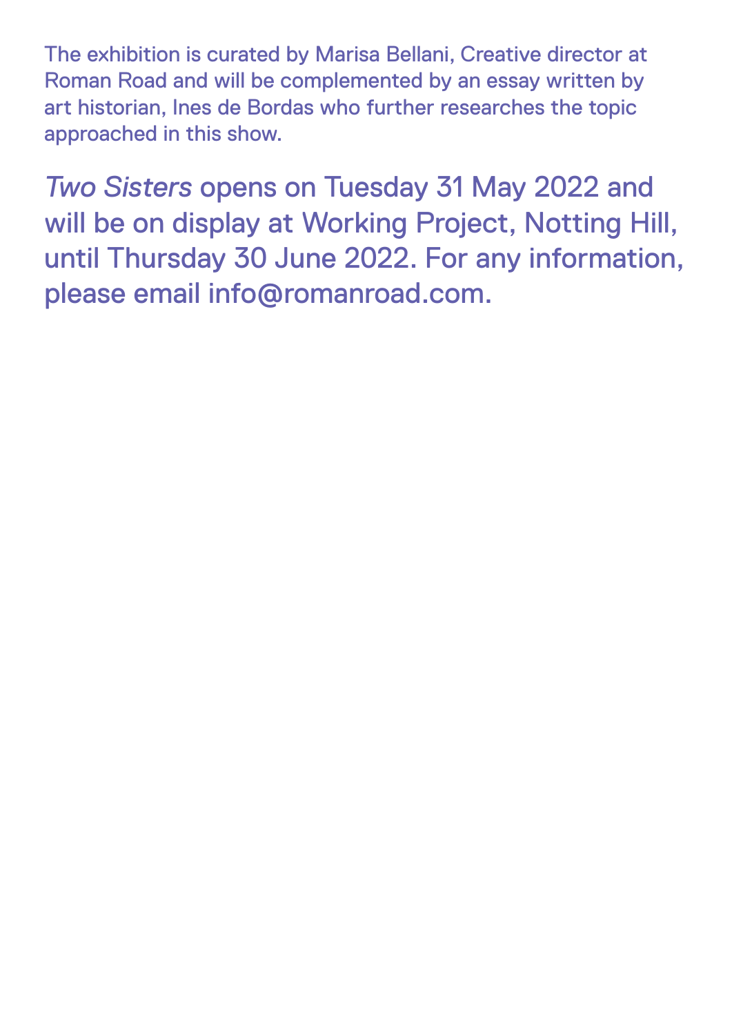The exhibition is curated by Marisa Bellani, Creative director at Roman Road and will be complemented by an essay written by art historian, Ines de Bordas who further researches the topic approached in this show.

*Two Sisters* opens on Tuesday 31 May 2022 and will be on display at Working Project, Notting Hill, until Thursday 30 June 2022. For any information, please email info@romanroad.com.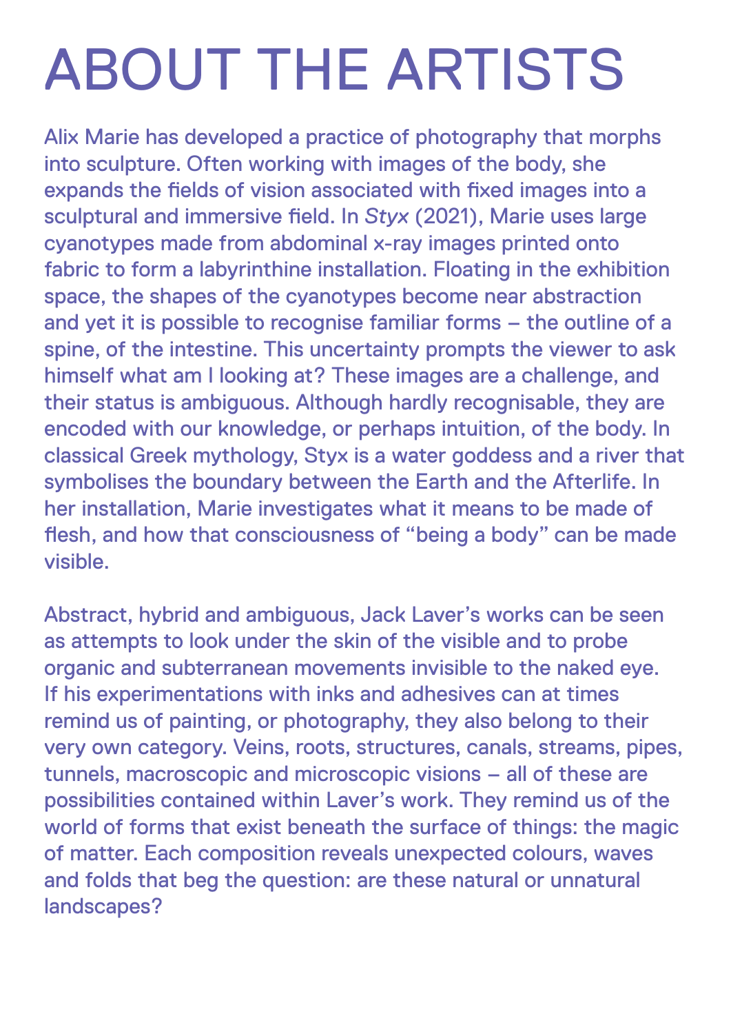# ABOUT THE ARTISTS

Alix Marie has developed a practice of photography that morphs into sculpture. Often working with images of the body, she expands the fields of vision associated with fixed images into a sculptural and immersive field. In *Styx* (2021), Marie uses large cyanotypes made from abdominal x-ray images printed onto fabric to form a labyrinthine installation. Floating in the exhibition space, the shapes of the cyanotypes become near abstraction and yet it is possible to recognise familiar forms – the outline of a spine, of the intestine. This uncertainty prompts the viewer to ask himself what am I looking at? These images are a challenge, and their status is ambiguous. Although hardly recognisable, they are encoded with our knowledge, or perhaps intuition, of the body. In classical Greek mythology, Styx is a water goddess and a river that symbolises the boundary between the Earth and the Afterlife. In her installation, Marie investigates what it means to be made of flesh, and how that consciousness of "being a body" can be made visible.

Abstract, hybrid and ambiguous, Jack Laver's works can be seen as attempts to look under the skin of the visible and to probe organic and subterranean movements invisible to the naked eye. If his experimentations with inks and adhesives can at times remind us of painting, or photography, they also belong to their very own category. Veins, roots, structures, canals, streams, pipes, tunnels, macroscopic and microscopic visions – all of these are possibilities contained within Laver's work. They remind us of the world of forms that exist beneath the surface of things: the magic of matter. Each composition reveals unexpected colours, waves and folds that beg the question: are these natural or unnatural landscapes?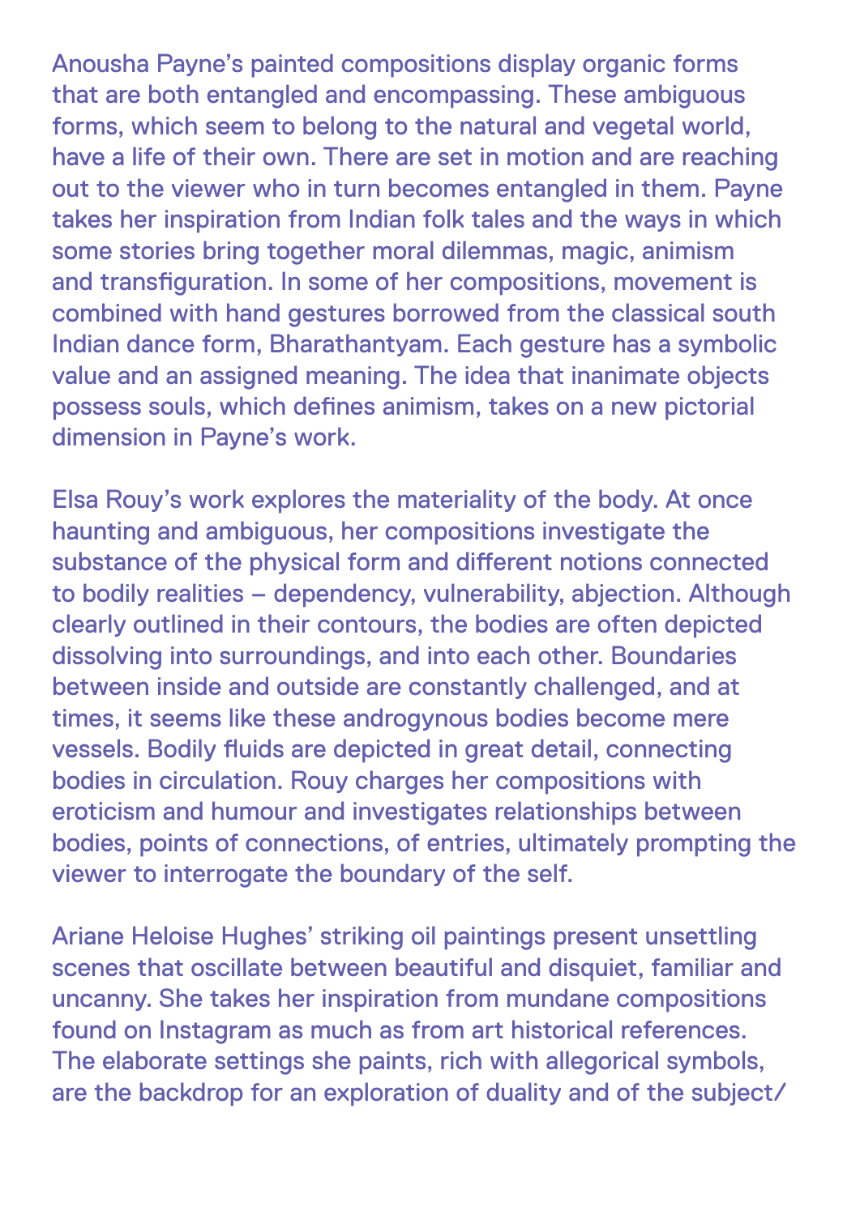Anousha Payne's painted compositions display organic forms that are both entangled and encompassing. These ambiguous forms, which seem to belong to the natural and vegetal world, have a life of their own. There are set in motion and are reaching out to the viewer who in turn becomes entangled in them. Payne takes her inspiration from Indian folk tales and the ways in which some stories bring together moral dilemmas, magic, animism and transfiguration. In some of her compositions, movement is combined with hand gestures borrowed from the classical south Indian dance form, Bharathantyam. Each gesture has a symbolic value and an assigned meaning. The idea that inanimate objects possess souls, which defines animism, takes on a new pictorial dimension in Payne's work.

Elsa Rouy's work explores the materiality of the body. At once haunting and ambiguous, her compositions investigate the substance of the physical form and different notions connected to bodily realities – dependency, vulnerability, abjection. Although clearly outlined in their contours, the bodies are often depicted dissolving into surroundings, and into each other. Boundaries between inside and outside are constantly challenged, and at times, it seems like these androgynous bodies become mere vessels. Bodily fluids are depicted in great detail, connecting bodies in circulation. Rouy charges her compositions with eroticism and humour and investigates relationships between bodies, points of connections, of entries, ultimately prompting the viewer to interrogate the boundary of the self.

Ariane Heloise Hughes' striking oil paintings present unsettling scenes that oscillate between beautiful and disquiet, familiar and uncanny. She takes her inspiration from mundane compositions found on Instagram as much as from art historical references. The elaborate settings she paints, rich with allegorical symbols, are the backdrop for an exploration of duality and of the subject/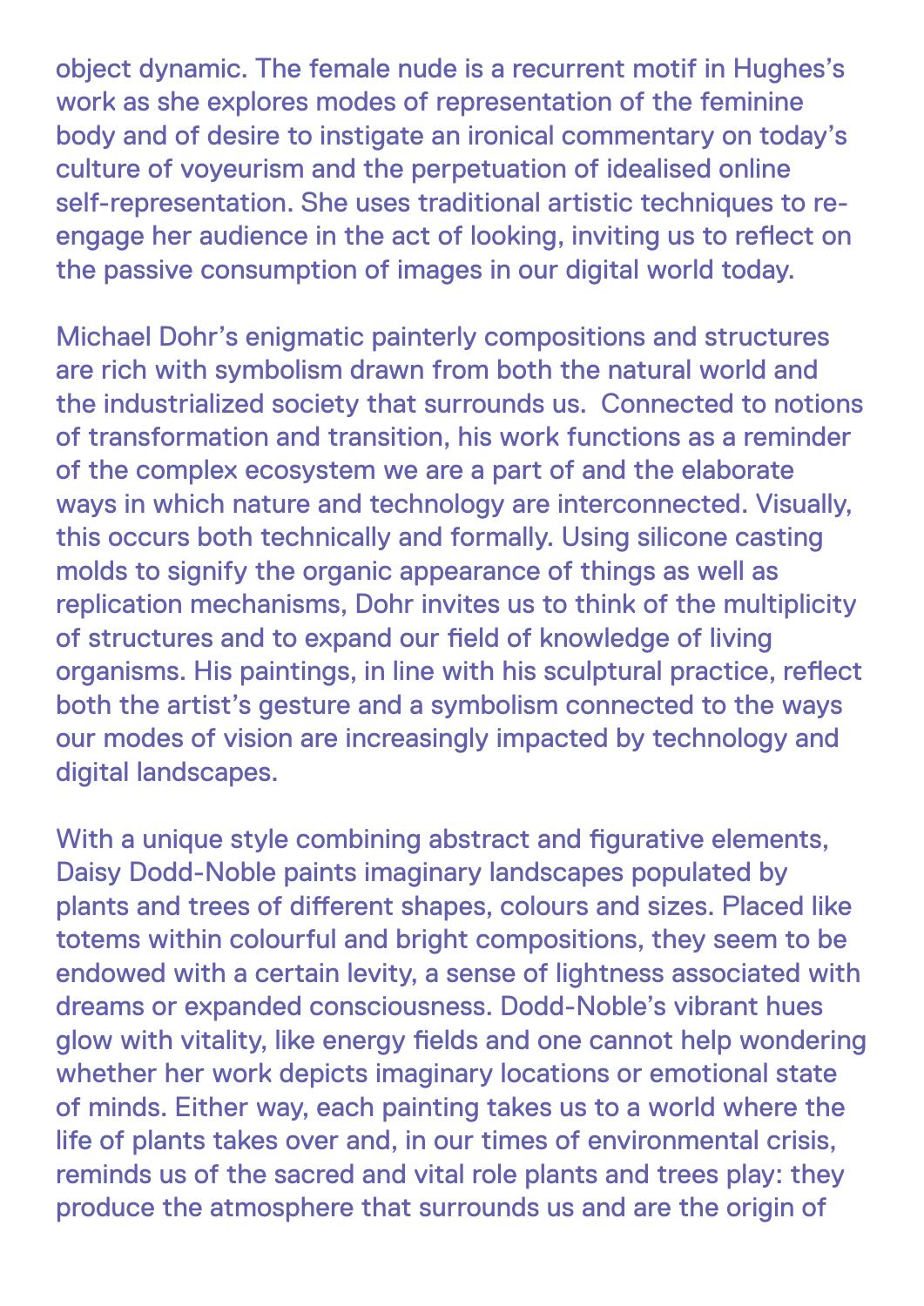object dynamic. The female nude is a recurrent motif in Hughes's work as she explores modes of representation of the feminine body and of desire to instigate an ironical commentary on today's culture of voyeurism and the perpetuation of idealised online self-representation. She uses traditional artistic techniques to re-engage her audience in the act of looking, inviting us to reflect on the passive consumption of images in our digital world today.

Michael Dohr's enigmatic painterly compositions and structures are rich with symbolism drawn from both the natural world and the industrialized society that surrounds us.  Connected to notions of transformation and transition, his work functions as a reminder of the complex ecosystem we are a part of and the elaborate ways in which nature and technology are interconnected. Visually, this occurs both technically and formally. Using silicone casting molds to signify the organic appearance of things as well as replication mechanisms, Dohr invites us to think of the multiplicity of structures and to expand our field of knowledge of living organisms. His paintings, in line with his sculptural practice, reflect both the artist's gesture and a symbolism connected to the ways our modes of vision are increasingly impacted by technology and digital landscapes.

With a unique style combining abstract and figurative elements, Daisy Dodd-Noble paints imaginary landscapes populated by plants and trees of different shapes, colours and sizes. Placed like totems within colourful and bright compositions, they seem to be endowed with a certain levity, a sense of lightness associated with dreams or expanded consciousness. Dodd-Noble's vibrant hues glow with vitality, like energy fields and one cannot help wondering whether her work depicts imaginary locations or emotional state of minds. Either way, each painting takes us to a world where the life of plants takes over and, in our times of environmental crisis, reminds us of the sacred and vital role plants and trees play: they produce the atmosphere that surrounds us and are the origin of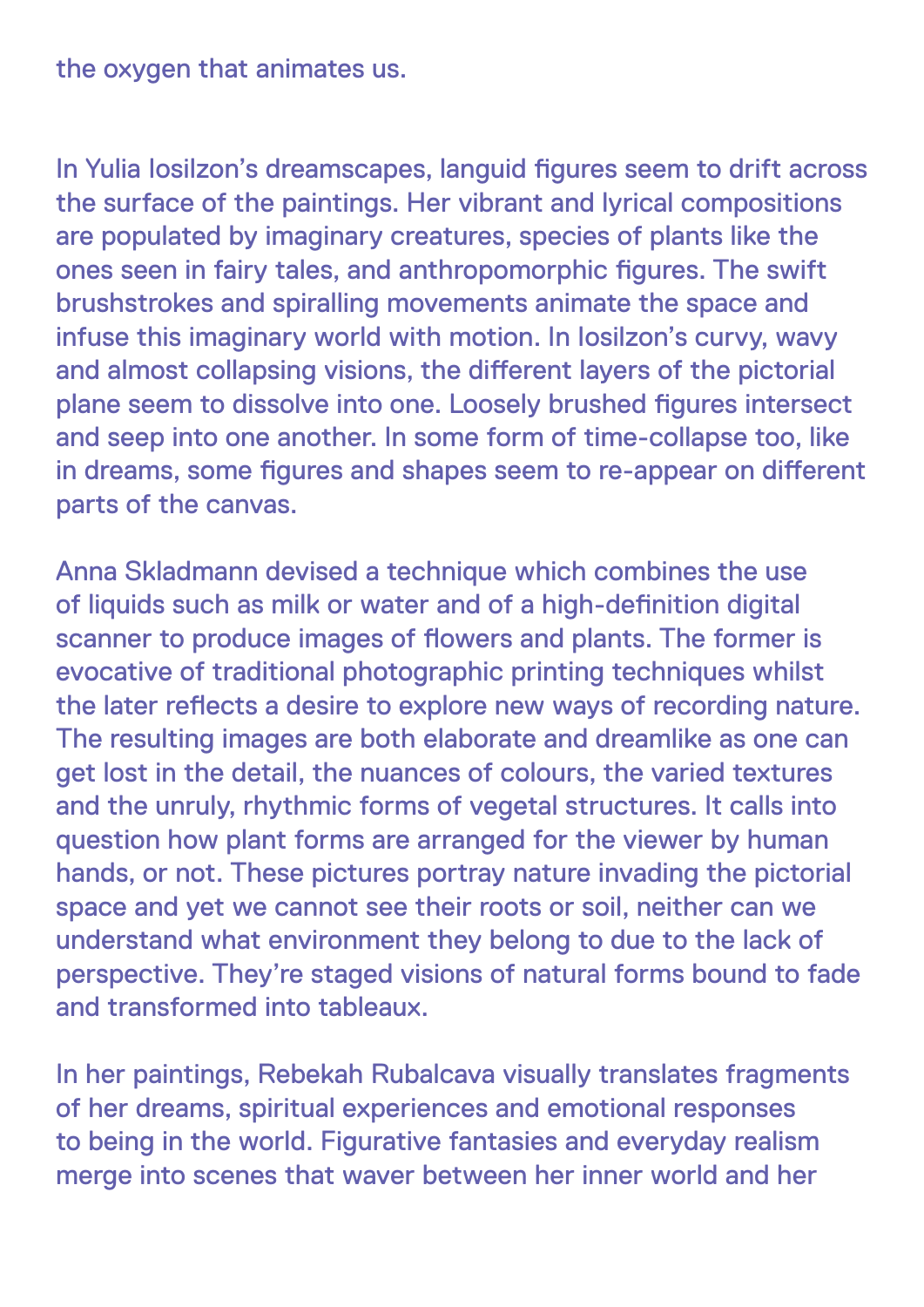the oxygen that animates us.

In Yulia Iosilzon's dreamscapes, languid figures seem to drift across the surface of the paintings. Her vibrant and lyrical compositions are populated by imaginary creatures, species of plants like the ones seen in fairy tales, and anthropomorphic figures. The swift brushstrokes and spiralling movements animate the space and infuse this imaginary world with motion. In Iosilzon's curvy, wavy and almost collapsing visions, the different layers of the pictorial plane seem to dissolve into one. Loosely brushed figures intersect and seep into one another. In some form of time-collapse too, like in dreams, some figures and shapes seem to re-appear on different parts of the canvas.

Anna Skladmann devised a technique which combines the use of liquids such as milk or water and of a high-definition digital scanner to produce images of flowers and plants. The former is evocative of traditional photographic printing techniques whilst the later reflects a desire to explore new ways of recording nature. The resulting images are both elaborate and dreamlike as one can get lost in the detail, the nuances of colours, the varied textures and the unruly, rhythmic forms of vegetal structures. It calls into question how plant forms are arranged for the viewer by human hands, or not. These pictures portray nature invading the pictorial space and yet we cannot see their roots or soil, neither can we understand what environment they belong to due to the lack of perspective. They're staged visions of natural forms bound to fade and transformed into tableaux.

In her paintings, Rebekah Rubalcava visually translates fragments of her dreams, spiritual experiences and emotional responses to being in the world. Figurative fantasies and everyday realism merge into scenes that waver between her inner world and her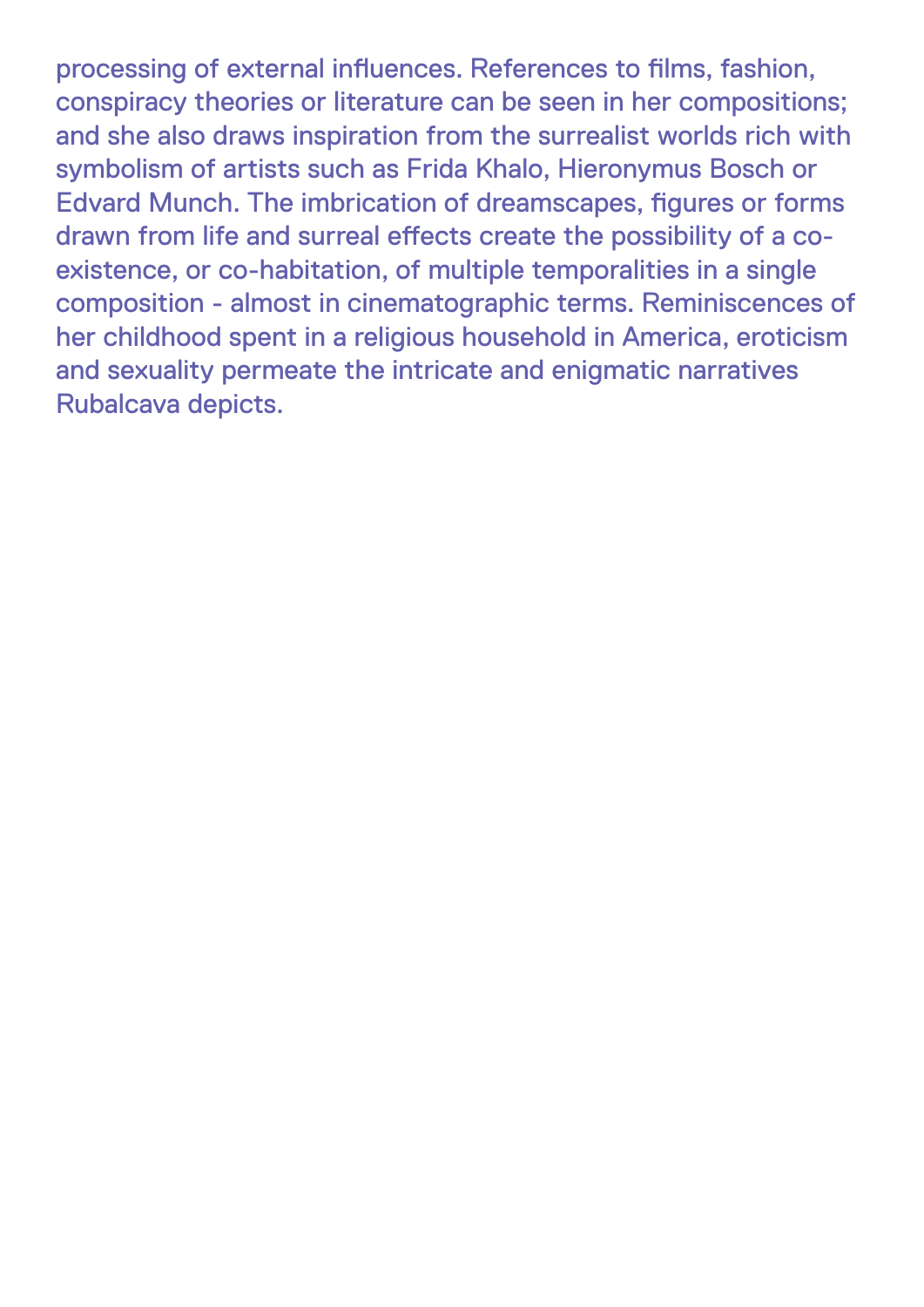processing of external influences. References to films, fashion, conspiracy theories or literature can be seen in her compositions; and she also draws inspiration from the surrealist worlds rich with symbolism of artists such as Frida Khalo, Hieronymus Bosch or Edvard Munch. The imbrication of dreamscapes, figures or forms drawn from life and surreal effects create the possibility of a co-existence, or co-habitation, of multiple temporalities in a single composition - almost in cinematographic terms. Reminiscences of her childhood spent in a religious household in America, eroticism and sexuality permeate the intricate and enigmatic narratives Rubalcava depicts.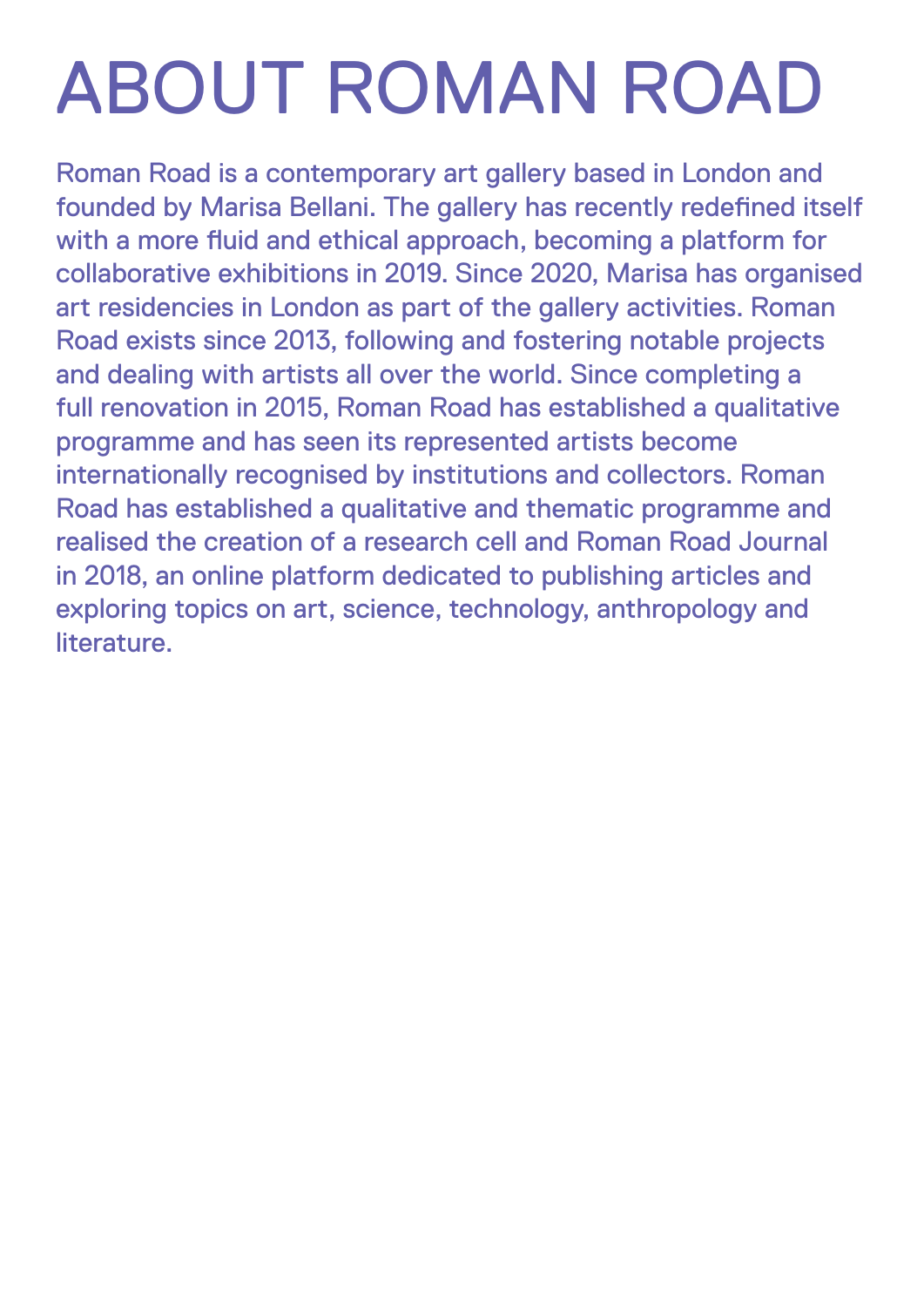# ABOUT ROMAN ROAD

Roman Road is a contemporary art gallery based in London and founded by Marisa Bellani. The gallery has recently redefined itself with a more fluid and ethical approach, becoming a platform for collaborative exhibitions in 2019. Since 2020, Marisa has organised art residencies in London as part of the gallery activities. Roman Road exists since 2013, following and fostering notable projects and dealing with artists all over the world. Since completing a full renovation in 2015, Roman Road has established a qualitative programme and has seen its represented artists become internationally recognised by institutions and collectors. Roman Road has established a qualitative and thematic programme and realised the creation of a research cell and Roman Road Journal in 2018, an online platform dedicated to publishing articles and exploring topics on art, science, technology, anthropology and literature.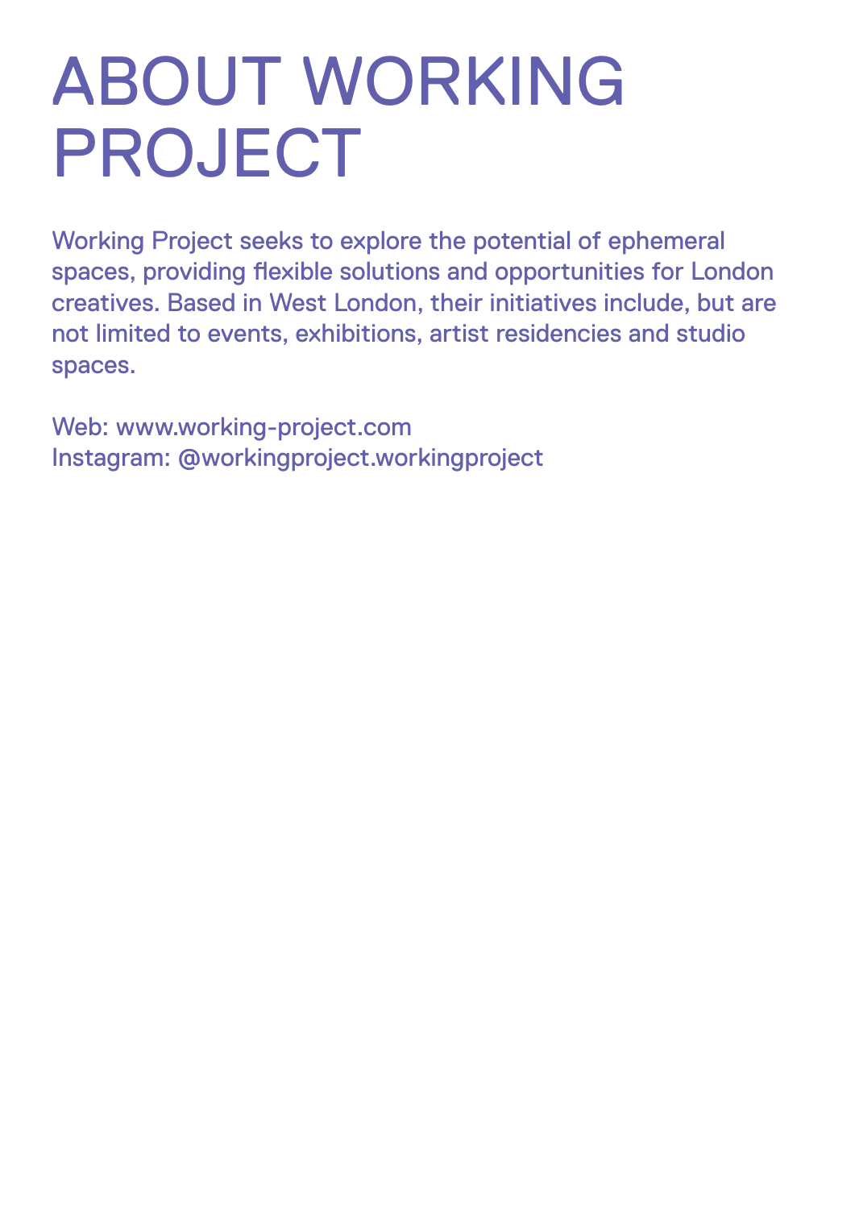# ABOUT WORKING PROJECT

Working Project seeks to explore the potential of ephemeral spaces, providing flexible solutions and opportunities for London creatives. Based in West London, their initiatives include, but are not limited to events, exhibitions, artist residencies and studio spaces.

Web: www.working-project.com
Instagram: @workingproject.workingproject